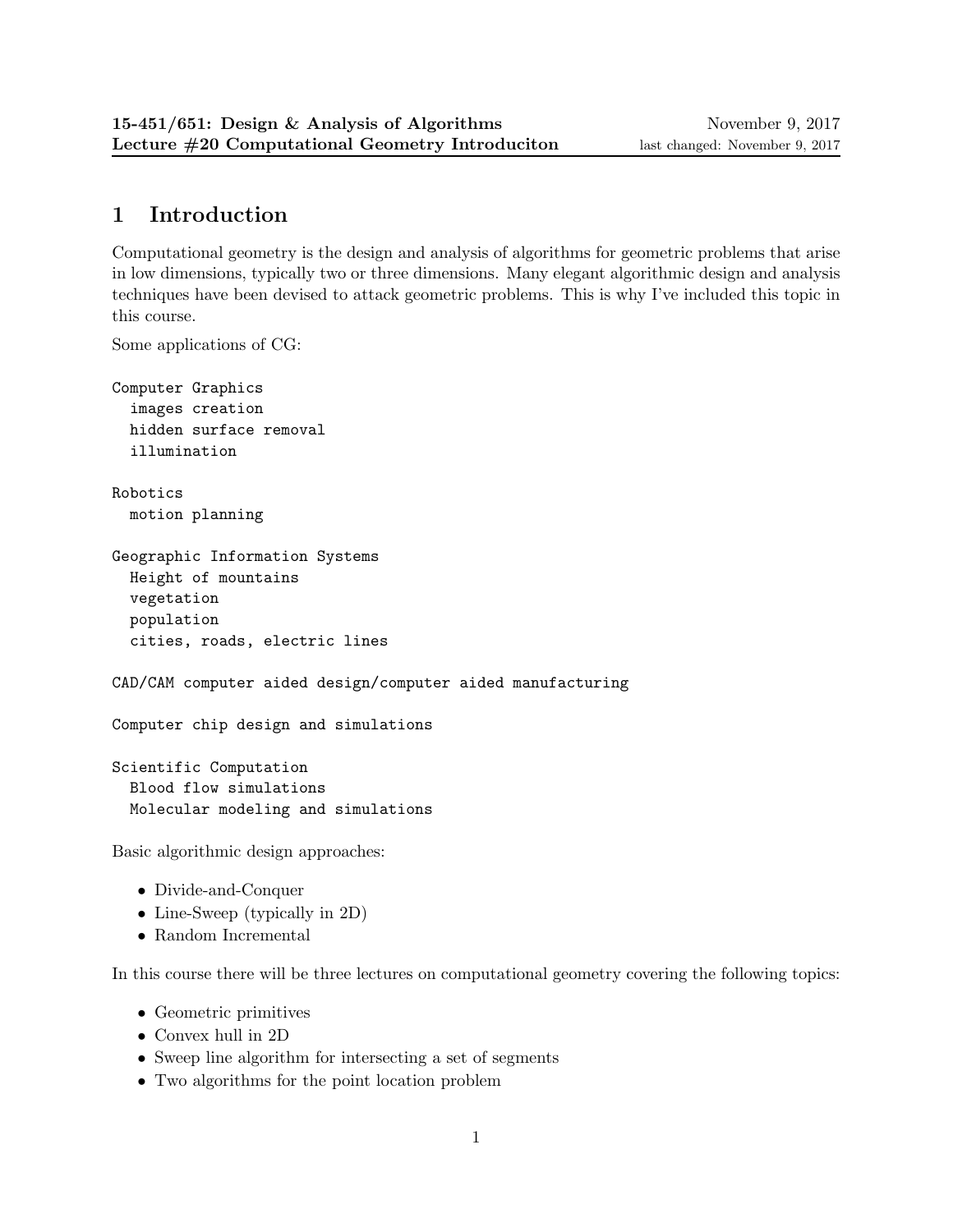**15-451/651: Design & Analysis of Algorithms** November 9, 2017
**Lecture #20 Computational Geometry Introduciton** last changed: November 9, 2017

# 1 Introduction

Computational geometry is the design and analysis of algorithms for geometric problems that arise in low dimensions, typically two or three dimensions. Many elegant algorithmic design and analysis techniques have been devised to attack geometric problems. This is why I've included this topic in this course.

Some applications of CG:

```
Computer Graphics
  images creation
  hidden surface removal
  illumination

Robotics
  motion planning

Geographic Information Systems
  Height of mountains
  vegetation
  population
  cities, roads, electric lines

CAD/CAM computer aided design/computer aided manufacturing

Computer chip design and simulations

Scientific Computation
  Blood flow simulations
  Molecular modeling and simulations
```

Basic algorithmic design approaches:

- Divide-and-Conquer
- Line-Sweep (typically in 2D)
- Random Incremental

In this course there will be three lectures on computational geometry covering the following topics:

- Geometric primitives
- Convex hull in 2D
- Sweep line algorithm for intersecting a set of segments
- Two algorithms for the point location problem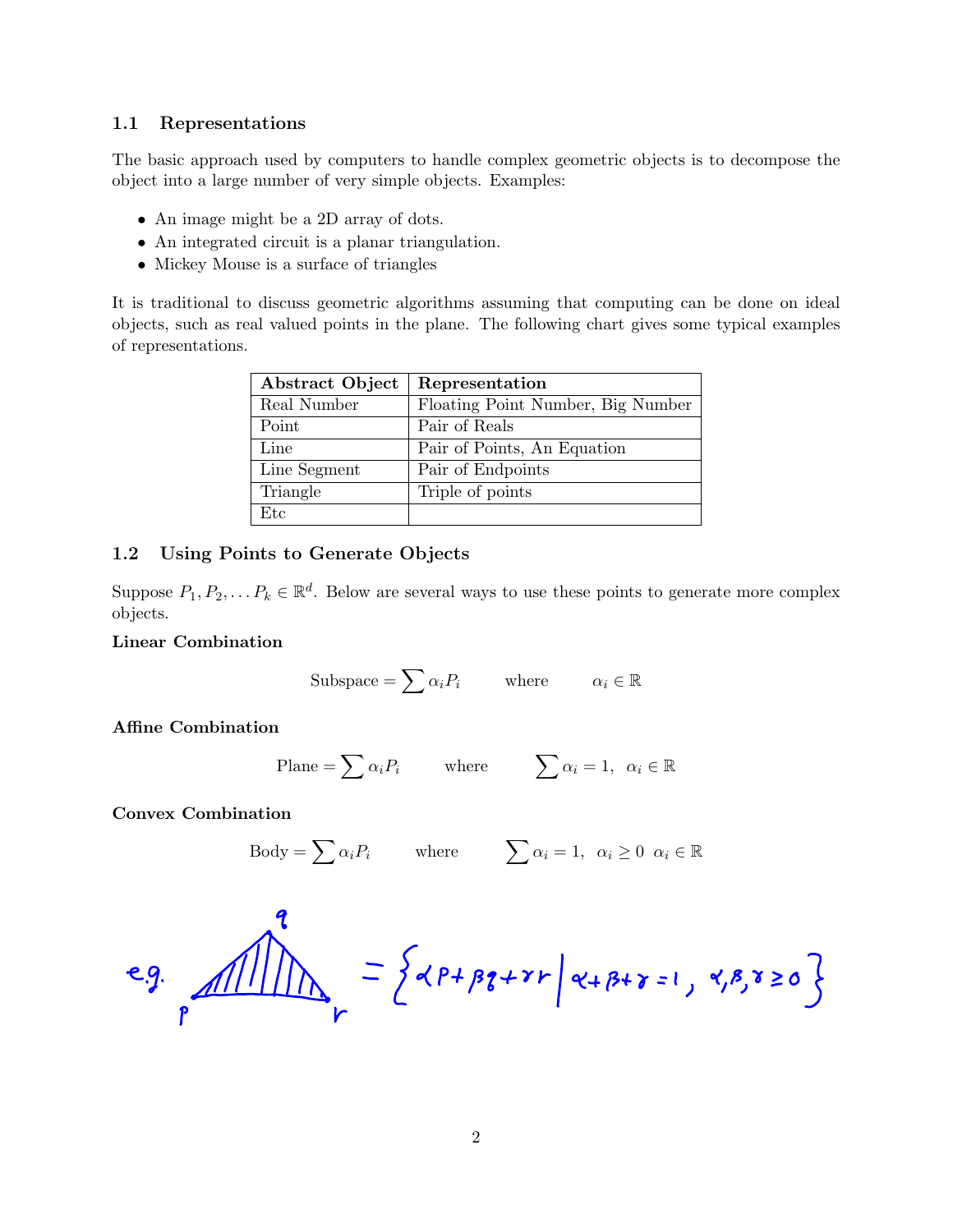### 1.1 Representations

The basic approach used by computers to handle complex geometric objects is to decompose the object into a large number of very simple objects. Examples:

- An image might be a 2D array of dots.
- An integrated circuit is a planar triangulation.
- Mickey Mouse is a surface of triangles

It is traditional to discuss geometric algorithms assuming that computing can be done on ideal objects, such as real valued points in the plane. The following chart gives some typical examples of representations.

| **Abstract Object** | **Representation** |
|---|---|
| Real Number | Floating Point Number, Big Number |
| Point | Pair of Reals |
| Line | Pair of Points, An Equation |
| Line Segment | Pair of Endpoints |
| Triangle | Triple of points |
| Etc | |

### 1.2 Using Points to Generate Objects

Suppose $P_1, P_2, \ldots P_k \in \mathbb{R}^d$. Below are several ways to use these points to generate more complex objects.

**Linear Combination**

$$\text{Subspace} = \sum \alpha_i P_i \qquad \text{where} \qquad \alpha_i \in \mathbb{R}$$

**Affine Combination**

$$\text{Plane} = \sum \alpha_i P_i \qquad \text{where} \qquad \sum \alpha_i = 1, \ \ \alpha_i \in \mathbb{R}$$

**Convex Combination**

$$\text{Body} = \sum \alpha_i P_i \qquad \text{where} \qquad \sum \alpha_i = 1, \ \ \alpha_i \geq 0 \ \ \alpha_i \in \mathbb{R}$$

e.g. (triangle with vertices $p$, $q$, $r$) $= \{ \alpha p + \beta q + \gamma r \mid \alpha + \beta + \gamma = 1, \ \alpha, \beta, \gamma \geq 0 \}$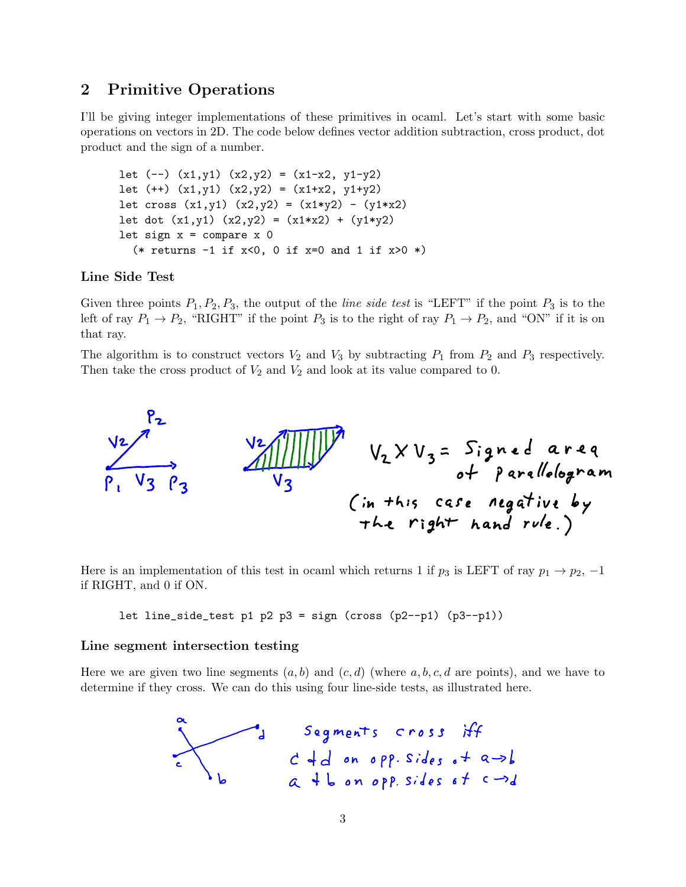## 2 Primitive Operations

I'll be giving integer implementations of these primitives in ocaml. Let's start with some basic operations on vectors in 2D. The code below defines vector addition subtraction, cross product, dot product and the sign of a number.

```
let (--) (x1,y1) (x2,y2) = (x1-x2, y1-y2)
let (++) (x1,y1) (x2,y2) = (x1+x2, y1+y2)
let cross (x1,y1) (x2,y2) = (x1*y2) - (y1*x2)
let dot (x1,y1) (x2,y2) = (x1*x2) + (y1*y2)
let sign x = compare x 0
  (* returns -1 if x<0, 0 if x=0 and 1 if x>0 *)
```

### Line Side Test

Given three points $P_1, P_2, P_3$, the output of the *line side test* is "LEFT" if the point $P_3$ is to the left of ray $P_1 \to P_2$, "RIGHT" if the point $P_3$ is to the right of ray $P_1 \to P_2$, and "ON" if it is on that ray.

The algorithm is to construct vectors $V_2$ and $V_3$ by subtracting $P_1$ from $P_2$ and $P_3$ respectively. Then take the cross product of $V_2$ and $V_2$ and look at its value compared to 0.

Here is an implementation of this test in ocaml which returns 1 if $p_3$ is LEFT of ray $p_1 \to p_2$, $-1$ if RIGHT, and 0 if ON.

```
let line_side_test p1 p2 p3 = sign (cross (p2--p1) (p3--p1))
```

### Line segment intersection testing

Here we are given two line segments $(a, b)$ and $(c, d)$ (where $a, b, c, d$ are points), and we have to determine if they cross. We can do this using four line-side tests, as illustrated here.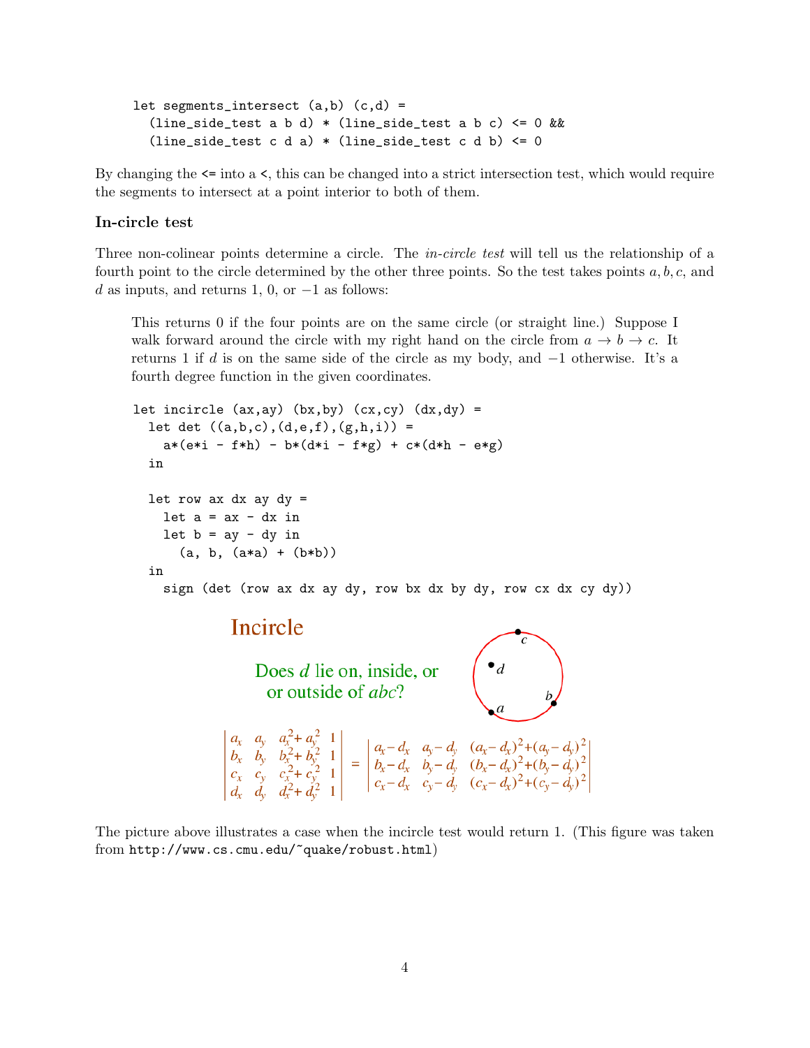```
let segments_intersect (a,b) (c,d) =
  (line_side_test a b d) * (line_side_test a b c) <= 0 &&
  (line_side_test c d a) * (line_side_test c d b) <= 0
```

By changing the `<=` into a `<`, this can be changed into a strict intersection test, which would require the segments to intersect at a point interior to both of them.

### In-circle test

Three non-colinear points determine a circle. The *in-circle test* will tell us the relationship of a fourth point to the circle determined by the other three points. So the test takes points $a, b, c$, and $d$ as inputs, and returns 1, 0, or $-1$ as follows:

> This returns 0 if the four points are on the same circle (or straight line.) Suppose I walk forward around the circle with my right hand on the circle from $a \to b \to c$. It returns 1 if $d$ is on the same side of the circle as my body, and $-1$ otherwise. It's a fourth degree function in the given coordinates.

```
let incircle (ax,ay) (bx,by) (cx,cy) (dx,dy) =
  let det ((a,b,c),(d,e,f),(g,h,i)) =
    a*(e*i - f*h) - b*(d*i - f*g) + c*(d*h - e*g)
  in

  let row ax dx ay dy =
    let a = ax - dx in
    let b = ay - dy in
      (a, b, (a*a) + (b*b))
  in
    sign (det (row ax dx ay dy, row bx dx by dy, row cx dx cy dy))
```

**Incircle**

Does $d$ lie on, inside, or or outside of $abc$?

$$\begin{vmatrix} a_x & a_y & a_x^2 + a_y^2 & 1 \\ b_x & b_y & b_x^2 + b_y^2 & 1 \\ c_x & c_y & c_x^2 + c_y^2 & 1 \\ d_x & d_y & d_x^2 + d_y^2 & 1 \end{vmatrix} = \begin{vmatrix} a_x - d_x & a_y - d_y & (a_x - d_x)^2 + (a_y - d_y)^2 \\ b_x - d_x & b_y - d_y & (b_x - d_x)^2 + (b_y - d_y)^2 \\ c_x - d_x & c_y - d_y & (c_x - d_x)^2 + (c_y - d_y)^2 \end{vmatrix}$$

The picture above illustrates a case when the incircle test would return 1. (This figure was taken from `http://www.cs.cmu.edu/~quake/robust.html`)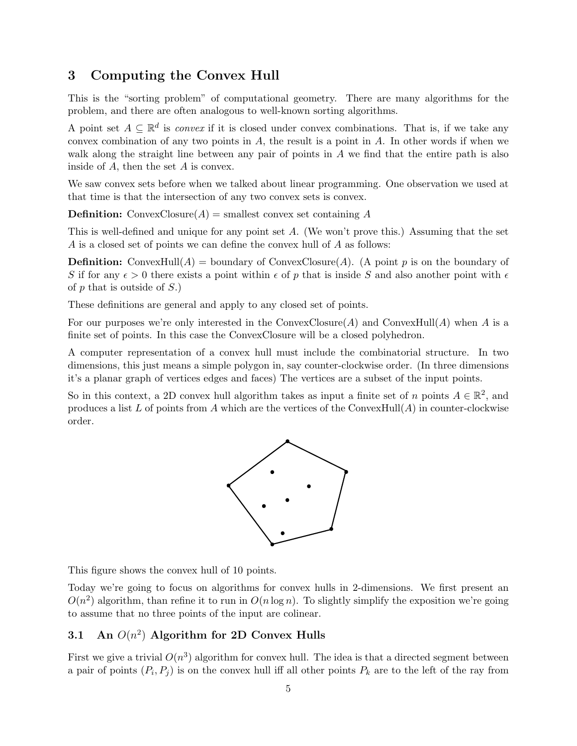## 3 Computing the Convex Hull

This is the "sorting problem" of computational geometry. There are many algorithms for the problem, and there are often analogous to well-known sorting algorithms.

A point set $A \subseteq \mathbb{R}^d$ is *convex* if it is closed under convex combinations. That is, if we take any convex combination of any two points in $A$, the result is a point in $A$. In other words if when we walk along the straight line between any pair of points in $A$ we find that the entire path is also inside of $A$, then the set $A$ is convex.

We saw convex sets before when we talked about linear programming. One observation we used at that time is that the intersection of any two convex sets is convex.

**Definition:** ConvexClosure($A$) = smallest convex set containing $A$

This is well-defined and unique for any point set $A$. (We won't prove this.) Assuming that the set $A$ is a closed set of points we can define the convex hull of $A$ as follows:

**Definition:** ConvexHull($A$) = boundary of ConvexClosure($A$). (A point $p$ is on the boundary of $S$ if for any $\epsilon > 0$ there exists a point within $\epsilon$ of $p$ that is inside $S$ and also another point with $\epsilon$ of $p$ that is outside of $S$.)

These definitions are general and apply to any closed set of points.

For our purposes we're only interested in the ConvexClosure($A$) and ConvexHull($A$) when $A$ is a finite set of points. In this case the ConvexClosure will be a closed polyhedron.

A computer representation of a convex hull must include the combinatorial structure. In two dimensions, this just means a simple polygon in, say counter-clockwise order. (In three dimensions it's a planar graph of vertices edges and faces) The vertices are a subset of the input points.

So in this context, a 2D convex hull algorithm takes as input a finite set of $n$ points $A \in \mathbb{R}^2$, and produces a list $L$ of points from $A$ which are the vertices of the ConvexHull($A$) in counter-clockwise order.

This figure shows the convex hull of 10 points.

Today we're going to focus on algorithms for convex hulls in 2-dimensions. We first present an $O(n^2)$ algorithm, than refine it to run in $O(n \log n)$. To slightly simplify the exposition we're going to assume that no three points of the input are colinear.

### 3.1 An $O(n^2)$ Algorithm for 2D Convex Hulls

First we give a trivial $O(n^3)$ algorithm for convex hull. The idea is that a directed segment between a pair of points $(P_i, P_j)$ is on the convex hull iff all other points $P_k$ are to the left of the ray from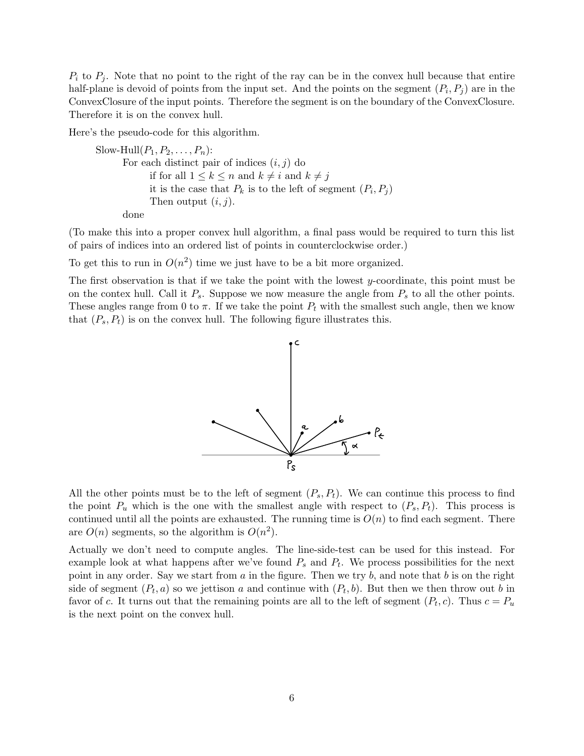$P_i$ to $P_j$. Note that no point to the right of the ray can be in the convex hull because that entire half-plane is devoid of points from the input set. And the points on the segment $(P_i, P_j)$ are in the ConvexClosure of the input points. Therefore the segment is on the boundary of the ConvexClosure. Therefore it is on the convex hull.

Here's the pseudo-code for this algorithm.

```
Slow-Hull(P_1, P_2, ..., P_n):
    For each distinct pair of indices (i, j) do
        if for all 1 <= k <= n and k != i and k != j
        it is the case that P_k is to the left of segment (P_i, P_j)
        Then output (i, j).
    done
```

(To make this into a proper convex hull algorithm, a final pass would be required to turn this list of pairs of indices into an ordered list of points in counterclockwise order.)

To get this to run in $O(n^2)$ time we just have to be a bit more organized.

The first observation is that if we take the point with the lowest $y$-coordinate, this point must be on the contex hull. Call it $P_s$. Suppose we now measure the angle from $P_s$ to all the other points. These angles range from 0 to $\pi$. If we take the point $P_t$ with the smallest such angle, then we know that $(P_s, P_t)$ is on the convex hull. The following figure illustrates this.

All the other points must be to the left of segment $(P_s, P_t)$. We can continue this process to find the point $P_u$ which is the one with the smallest angle with respect to $(P_s, P_t)$. This process is continued until all the points are exhausted. The running time is $O(n)$ to find each segment. There are $O(n)$ segments, so the algorithm is $O(n^2)$.

Actually we don't need to compute angles. The line-side-test can be used for this instead. For example look at what happens after we've found $P_s$ and $P_t$. We process possibilities for the next point in any order. Say we start from $a$ in the figure. Then we try $b$, and note that $b$ is on the right side of segment $(P_t, a)$ so we jettison $a$ and continue with $(P_t, b)$. But then we then throw out $b$ in favor of $c$. It turns out that the remaining points are all to the left of segment $(P_t, c)$. Thus $c = P_u$ is the next point on the convex hull.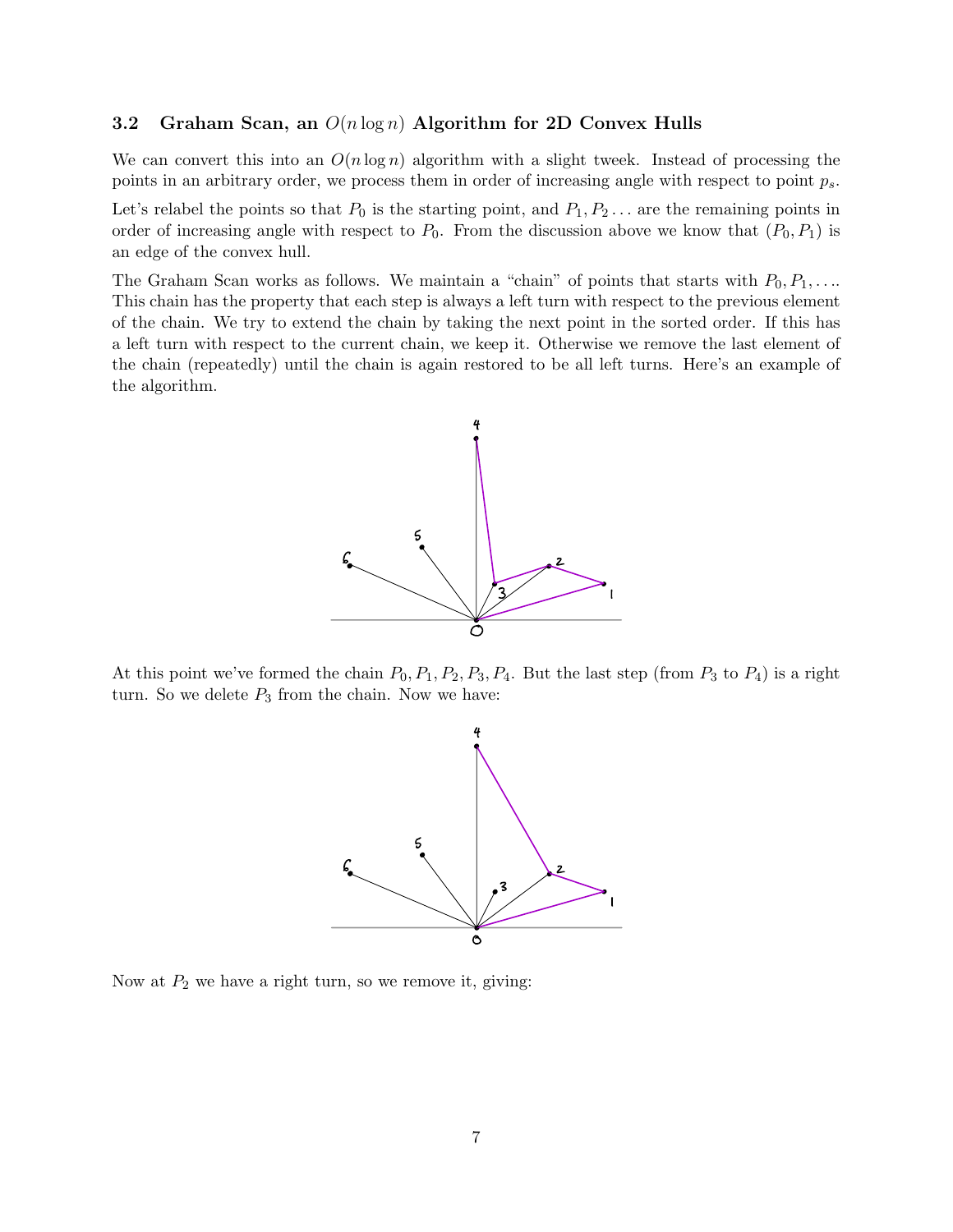### 3.2 Graham Scan, an $O(n \log n)$ Algorithm for 2D Convex Hulls

We can convert this into an $O(n \log n)$ algorithm with a slight tweek. Instead of processing the points in an arbitrary order, we process them in order of increasing angle with respect to point $p_s$.

Let's relabel the points so that $P_0$ is the starting point, and $P_1, P_2 \ldots$ are the remaining points in order of increasing angle with respect to $P_0$. From the discussion above we know that $(P_0, P_1)$ is an edge of the convex hull.

The Graham Scan works as follows. We maintain a "chain" of points that starts with $P_0, P_1, \ldots$. This chain has the property that each step is always a left turn with respect to the previous element of the chain. We try to extend the chain by taking the next point in the sorted order. If this has a left turn with respect to the current chain, we keep it. Otherwise we remove the last element of the chain (repeatedly) until the chain is again restored to be all left turns. Here's an example of the algorithm.

At this point we've formed the chain $P_0, P_1, P_2, P_3, P_4$. But the last step (from $P_3$ to $P_4$) is a right turn. So we delete $P_3$ from the chain. Now we have:

Now at $P_2$ we have a right turn, so we remove it, giving: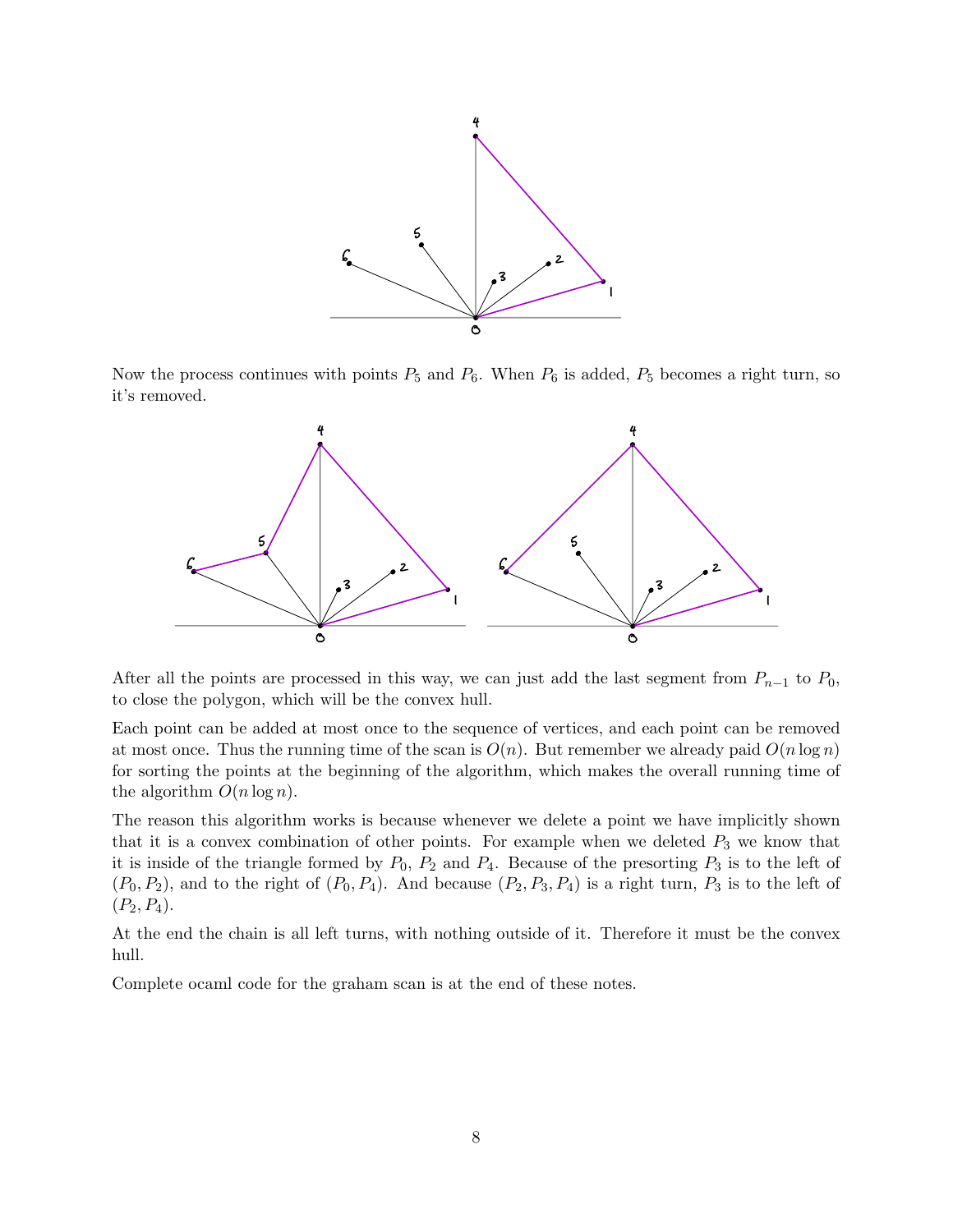Now the process continues with points $P_5$ and $P_6$. When $P_6$ is added, $P_5$ becomes a right turn, so it's removed.

After all the points are processed in this way, we can just add the last segment from $P_{n-1}$ to $P_0$, to close the polygon, which will be the convex hull.

Each point can be added at most once to the sequence of vertices, and each point can be removed at most once. Thus the running time of the scan is $O(n)$. But remember we already paid $O(n \log n)$ for sorting the points at the beginning of the algorithm, which makes the overall running time of the algorithm $O(n \log n)$.

The reason this algorithm works is because whenever we delete a point we have implicitly shown that it is a convex combination of other points. For example when we deleted $P_3$ we know that it is inside of the triangle formed by $P_0$, $P_2$ and $P_4$. Because of the presorting $P_3$ is to the left of $(P_0, P_2)$, and to the right of $(P_0, P_4)$. And because $(P_2, P_3, P_4)$ is a right turn, $P_3$ is to the left of $(P_2, P_4)$.

At the end the chain is all left turns, with nothing outside of it. Therefore it must be the convex hull.

Complete ocaml code for the graham scan is at the end of these notes.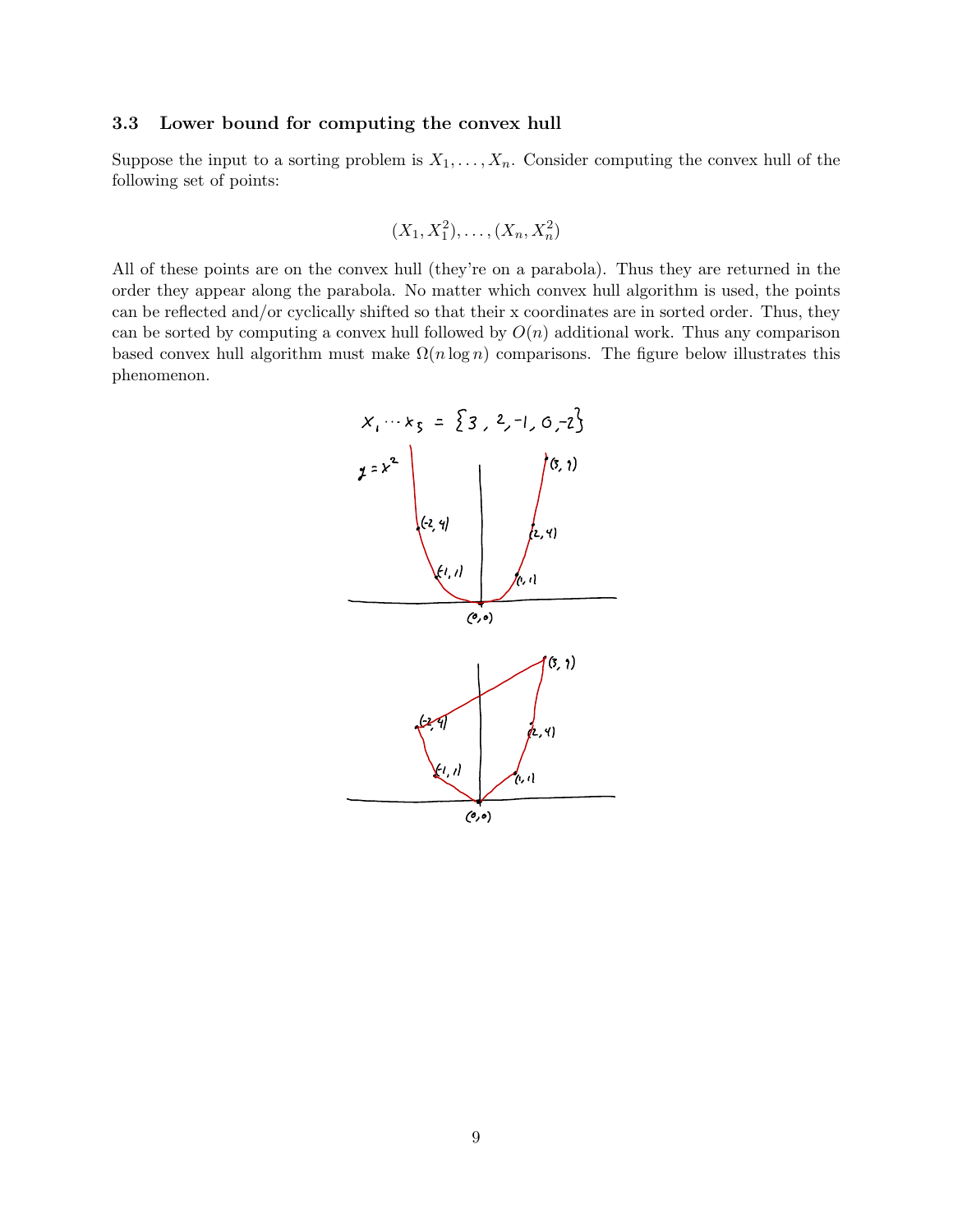### 3.3 Lower bound for computing the convex hull

Suppose the input to a sorting problem is $X_1, \ldots, X_n$. Consider computing the convex hull of the following set of points:

$$(X_1, X_1^2), \ldots, (X_n, X_n^2)$$

All of these points are on the convex hull (they're on a parabola). Thus they are returned in the order they appear along the parabola. No matter which convex hull algorithm is used, the points can be reflected and/or cyclically shifted so that their x coordinates are in sorted order. Thus, they can be sorted by computing a convex hull followed by $O(n)$ additional work. Thus any comparison based convex hull algorithm must make $\Omega(n \log n)$ comparisons. The figure below illustrates this phenomenon.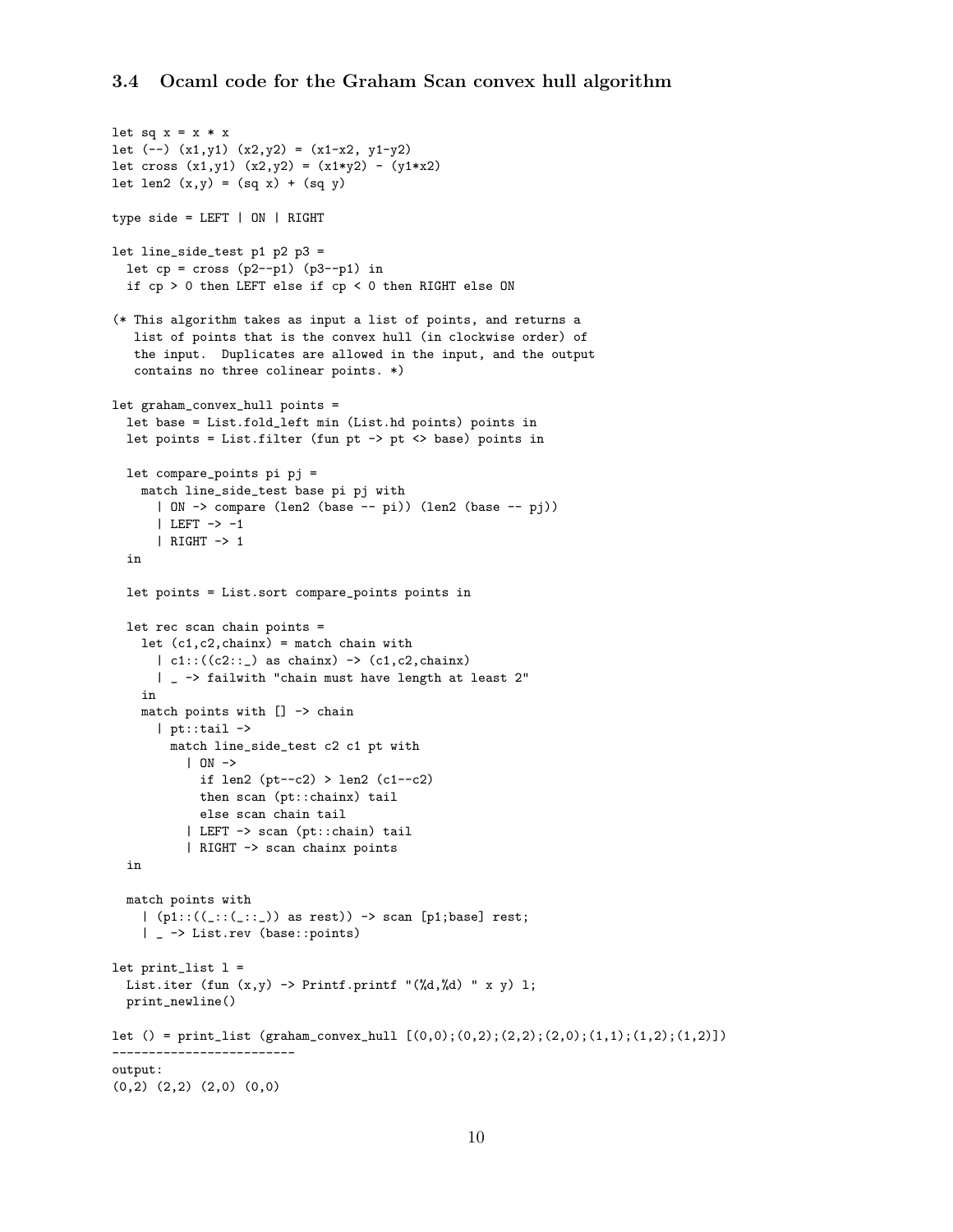### 3.4 Ocaml code for the Graham Scan convex hull algorithm

```
let sq x = x * x
let (--) (x1,y1) (x2,y2) = (x1-x2, y1-y2)
let cross (x1,y1) (x2,y2) = (x1*y2) - (y1*x2)
let len2 (x,y) = (sq x) + (sq y)

type side = LEFT | ON | RIGHT

let line_side_test p1 p2 p3 =
  let cp = cross (p2--p1) (p3--p1) in
  if cp > 0 then LEFT else if cp < 0 then RIGHT else ON

(* This algorithm takes as input a list of points, and returns a
   list of points that is the convex hull (in clockwise order) of
   the input.  Duplicates are allowed in the input, and the output
   contains no three colinear points. *)

let graham_convex_hull points =
  let base = List.fold_left min (List.hd points) points in
  let points = List.filter (fun pt -> pt <> base) points in

  let compare_points pi pj =
    match line_side_test base pi pj with
      | ON -> compare (len2 (base -- pi)) (len2 (base -- pj))
      | LEFT -> -1
      | RIGHT -> 1
  in

  let points = List.sort compare_points points in

  let rec scan chain points =
    let (c1,c2,chainx) = match chain with
      | c1::((c2::_) as chainx) -> (c1,c2,chainx)
      | _ -> failwith "chain must have length at least 2"
    in
    match points with [] -> chain
      | pt::tail ->
        match line_side_test c2 c1 pt with
          | ON ->
            if len2 (pt--c2) > len2 (c1--c2)
            then scan (pt::chainx) tail
            else scan chain tail
          | LEFT -> scan (pt::chain) tail
          | RIGHT -> scan chainx points
  in

  match points with
    | (p1::((_::(_::_)) as rest)) -> scan [p1;base] rest;
    | _ -> List.rev (base::points)

let print_list l =
  List.iter (fun (x,y) -> Printf.printf "(%d,%d) " x y) l;
  print_newline()

let () = print_list (graham_convex_hull [(0,0);(0,2);(2,2);(2,0);(1,1);(1,2);(1,2)])
-------------------------
output:
(0,2) (2,2) (2,0) (0,0)
```